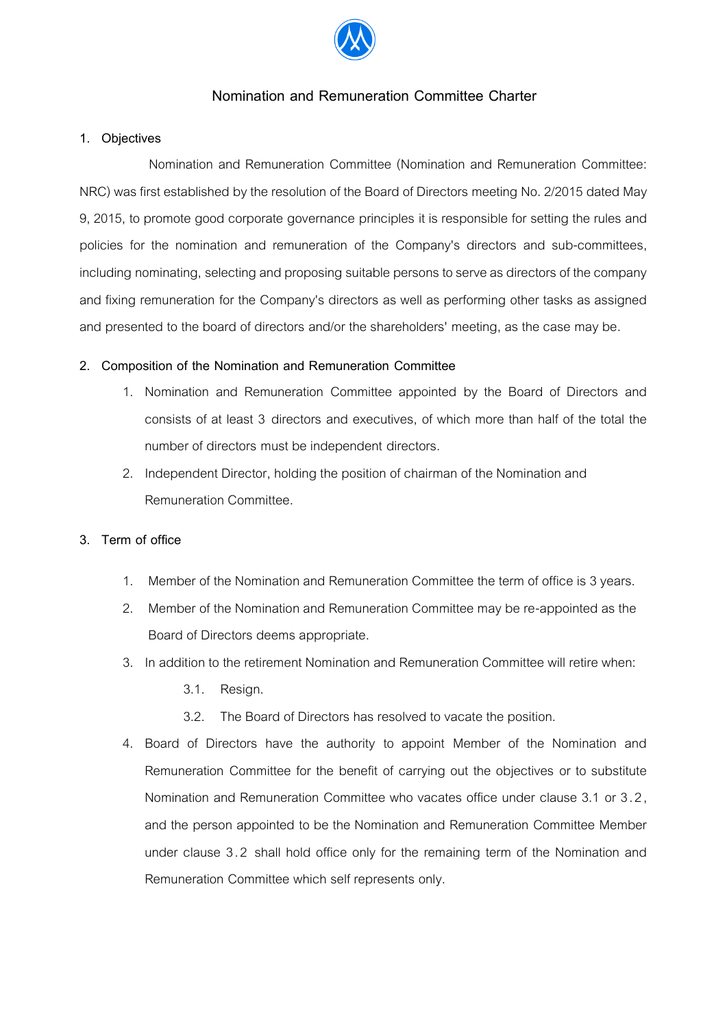# Nomination and Remuneration Committee Charter

## 1. Objectives

Nomination and Remuneration Committee (Nomination and Remuneration Committee: NRC) was first established by the resolution of the Board of Directors meeting No. 2/2015 dated May 9, 2015, to promote good corporate governance principles it is responsible for setting the rules and policies for the nomination and remuneration of the Company's directors and sub-committees, including nominating, selecting and proposing suitable persons to serve as directors of the company and fixing remuneration for the Company's directors as well as performing other tasks as assigned and presented to the board of directors and/or the shareholders' meeting, as the case may be.

## 2. Composition of the Nomination and Remuneration Committee

1. Nomination and Remuneration Committee appointed by the Board of Directors and consists of at least 3 directors and executives, of which more than half of the total the number of directors must be independent directors.
2. Independent Director, holding the position of chairman of the Nomination and Remuneration Committee.

## 3. Term of office

1. Member of the Nomination and Remuneration Committee the term of office is 3 years.
2. Member of the Nomination and Remuneration Committee may be re-appointed as the Board of Directors deems appropriate.
3. In addition to the retirement Nomination and Remuneration Committee will retire when:
   - 3.1. Resign.
   - 3.2. The Board of Directors has resolved to vacate the position.
4. Board of Directors have the authority to appoint Member of the Nomination and Remuneration Committee for the benefit of carrying out the objectives or to substitute Nomination and Remuneration Committee who vacates office under clause 3.1 or 3.2, and the person appointed to be the Nomination and Remuneration Committee Member under clause 3.2 shall hold office only for the remaining term of the Nomination and Remuneration Committee which self represents only.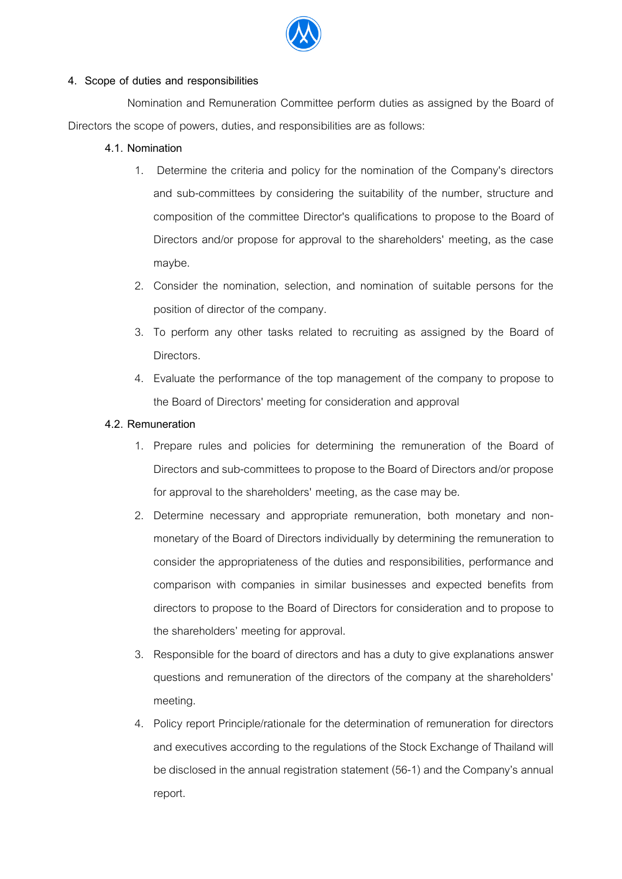## 4. Scope of duties and responsibilities

Nomination and Remuneration Committee perform duties as assigned by the Board of Directors the scope of powers, duties, and responsibilities are as follows:

### 4.1. Nomination

1. Determine the criteria and policy for the nomination of the Company's directors and sub-committees by considering the suitability of the number, structure and composition of the committee Director's qualifications to propose to the Board of Directors and/or propose for approval to the shareholders' meeting, as the case maybe.
2. Consider the nomination, selection, and nomination of suitable persons for the position of director of the company.
3. To perform any other tasks related to recruiting as assigned by the Board of Directors.
4. Evaluate the performance of the top management of the company to propose to the Board of Directors' meeting for consideration and approval

### 4.2. Remuneration

1. Prepare rules and policies for determining the remuneration of the Board of Directors and sub-committees to propose to the Board of Directors and/or propose for approval to the shareholders' meeting, as the case may be.
2. Determine necessary and appropriate remuneration, both monetary and non-monetary of the Board of Directors individually by determining the remuneration to consider the appropriateness of the duties and responsibilities, performance and comparison with companies in similar businesses and expected benefits from directors to propose to the Board of Directors for consideration and to propose to the shareholders' meeting for approval.
3. Responsible for the board of directors and has a duty to give explanations answer questions and remuneration of the directors of the company at the shareholders' meeting.
4. Policy report Principle/rationale for the determination of remuneration for directors and executives according to the regulations of the Stock Exchange of Thailand will be disclosed in the annual registration statement (56-1) and the Company's annual report.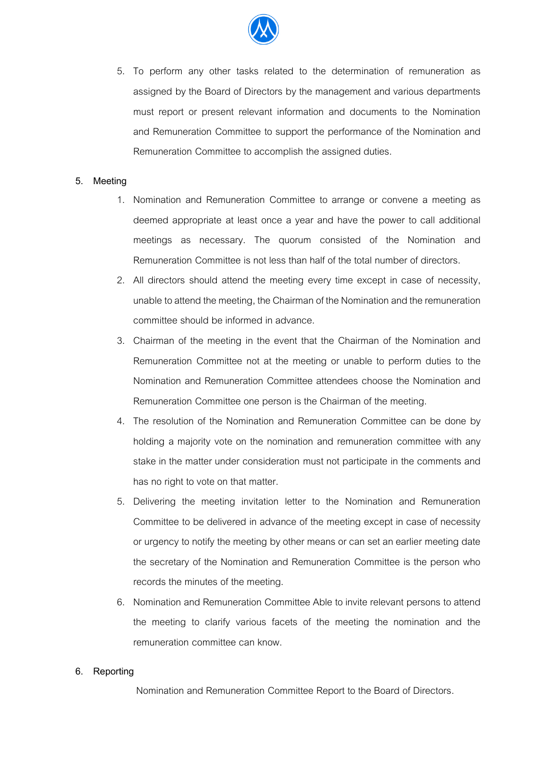5. To perform any other tasks related to the determination of remuneration as assigned by the Board of Directors by the management and various departments must report or present relevant information and documents to the Nomination and Remuneration Committee to support the performance of the Nomination and Remuneration Committee to accomplish the assigned duties.

## 5. Meeting

1. Nomination and Remuneration Committee to arrange or convene a meeting as deemed appropriate at least once a year and have the power to call additional meetings as necessary. The quorum consisted of the Nomination and Remuneration Committee is not less than half of the total number of directors.
2. All directors should attend the meeting every time except in case of necessity, unable to attend the meeting, the Chairman of the Nomination and the remuneration committee should be informed in advance.
3. Chairman of the meeting in the event that the Chairman of the Nomination and Remuneration Committee not at the meeting or unable to perform duties to the Nomination and Remuneration Committee attendees choose the Nomination and Remuneration Committee one person is the Chairman of the meeting.
4. The resolution of the Nomination and Remuneration Committee can be done by holding a majority vote on the nomination and remuneration committee with any stake in the matter under consideration must not participate in the comments and has no right to vote on that matter.
5. Delivering the meeting invitation letter to the Nomination and Remuneration Committee to be delivered in advance of the meeting except in case of necessity or urgency to notify the meeting by other means or can set an earlier meeting date the secretary of the Nomination and Remuneration Committee is the person who records the minutes of the meeting.
6. Nomination and Remuneration Committee Able to invite relevant persons to attend the meeting to clarify various facets of the meeting the nomination and the remuneration committee can know.

## 6. Reporting

Nomination and Remuneration Committee Report to the Board of Directors.